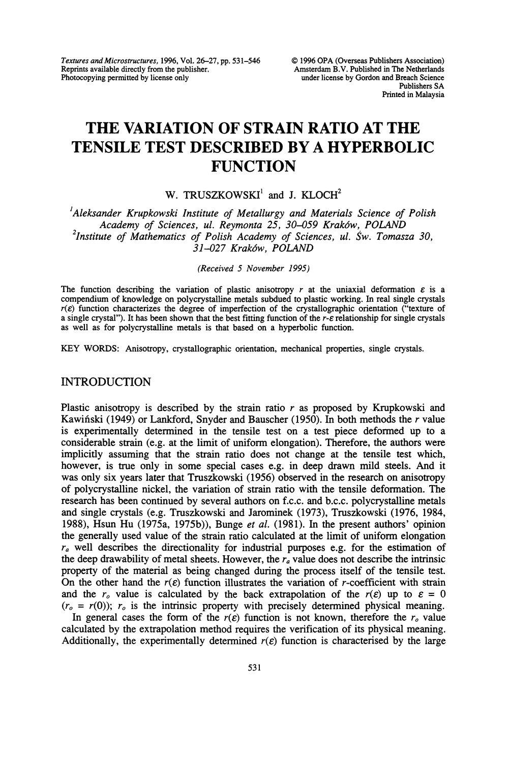# THE VARIATION OF STRAIN RATIO AT THE TENSILE TEST DESCRIBED BY A HYPERBOLIC FUNCTION

W. TRUSZKOWSKI[1] and J. KLOCH[2]

[1]*Aleksander Krupkowski Institute of Metallurgy and Materials Science of Polish Academy of Sciences, ul. Reymonta 25, 30–059 Kraków, POLAND*
[2]*Institute of Mathematics of Polish Academy of Sciences, ul. Św. Tomasza 30, 31–027 Kraków, POLAND*

*(Received 5 November 1995)*

The function describing the variation of plastic anisotropy $r$ at the uniaxial deformation $\varepsilon$ is a compendium of knowledge on polycrystalline metals subdued to plastic working. In real single crystals $r(\varepsilon)$ function characterizes the degree of imperfection of the crystallographic orientation ("texture of a single crystal"). It has been shown that the best fitting function of the $r$-$\varepsilon$ relationship for single crystals as well as for polycrystalline metals is that based on a hyperbolic function.

KEY WORDS: Anisotropy, crystallographic orientation, mechanical properties, single crystals.

## INTRODUCTION

Plastic anisotropy is described by the strain ratio $r$ as proposed by Krupkowski and Kawiński (1949) or Lankford, Snyder and Bauscher (1950). In both methods the $r$ value is experimentally determined in the tensile test on a test piece deformed up to a considerable strain (e.g. at the limit of uniform elongation). Therefore, the authors were implicitly assuming that the strain ratio does not change at the tensile test which, however, is true only in some special cases e.g. in deep drawn mild steels. And it was only six years later that Truszkowski (1956) observed in the research on anisotropy of polycrystalline nickel, the variation of strain ratio with the tensile deformation. The research has been continued by several authors on f.c.c. and b.c.c. polycrystalline metals and single crystals (e.g. Truszkowski and Jarominek (1973), Truszkowski (1976, 1984, 1988), Hsun Hu (1975a, 1975b)), Bunge *et al.* (1981). In the present authors' opinion the generally used value of the strain ratio calculated at the limit of uniform elongation $r_a$ well describes the directionality for industrial purposes e.g. for the estimation of the deep drawability of metal sheets. However, the $r_a$ value does not describe the intrinsic property of the material as being changed during the process itself of the tensile test. On the other hand the $r(\varepsilon)$ function illustrates the variation of $r$-coefficient with strain and the $r_o$ value is calculated by the back extrapolation of the $r(\varepsilon)$ up to $\varepsilon = 0$ ($r_o = r(0)$); $r_o$ is the intrinsic property with precisely determined physical meaning.

In general cases the form of the $r(\varepsilon)$ function is not known, therefore the $r_o$ value calculated by the extrapolation method requires the verification of its physical meaning. Additionally, the experimentally determined $r(\varepsilon)$ function is characterised by the large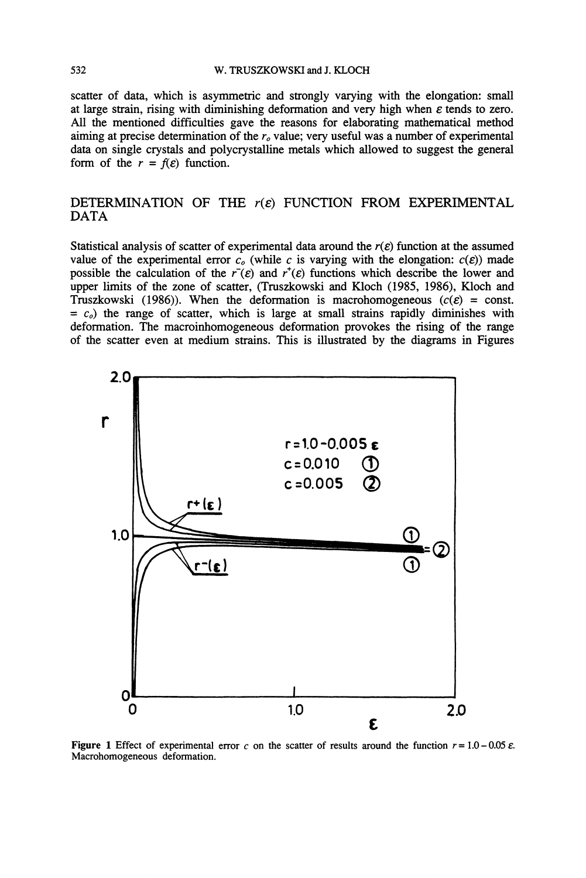scatter of data, which is asymmetric and strongly varying with the elongation: small at large strain, rising with diminishing deformation and very high when $\varepsilon$ tends to zero. All the mentioned difficulties gave the reasons for elaborating mathematical method aiming at precise determination of the $r_o$ value; very useful was a number of experimental data on single crystals and polycrystalline metals which allowed to suggest the general form of the $r = f(\varepsilon)$ function.

## DETERMINATION OF THE $r(\varepsilon)$ FUNCTION FROM EXPERIMENTAL DATA

Statistical analysis of scatter of experimental data around the $r(\varepsilon)$ function at the assumed value of the experimental error $c_o$ (while $c$ is varying with the elongation: $c(\varepsilon)$) made possible the calculation of the $r^-(\varepsilon)$ and $r^+(\varepsilon)$ functions which describe the lower and upper limits of the zone of scatter, (Truszkowski and Kloch (1985, 1986), Kloch and Truszkowski (1986)). When the deformation is macrohomogeneous ($c(\varepsilon)$ = const. = $c_o$) the range of scatter, which is large at small strains rapidly diminishes with deformation. The macroinhomogeneous deformation provokes the rising of the range of the scatter even at medium strains. This is illustrated by the diagrams in Figures

Figure 1 Effect of experimental error $c$ on the scatter of results around the function $r = 1.0 - 0.05\,\varepsilon$. Macrohomogeneous deformation.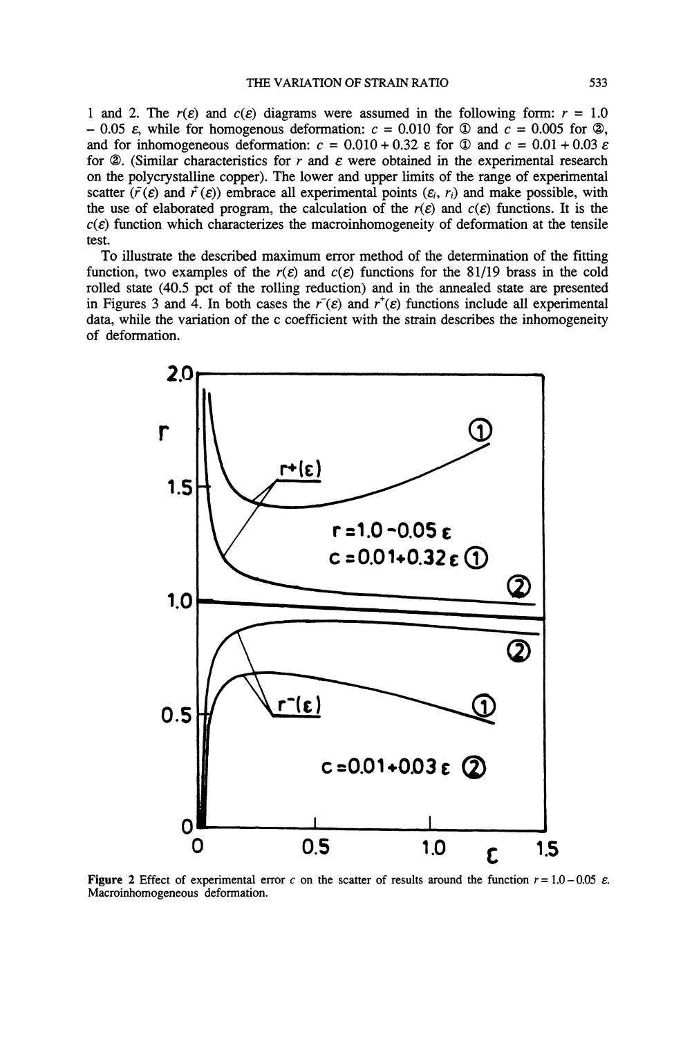1 and 2. The $r(\varepsilon)$ and $c(\varepsilon)$ diagrams were assumed in the following form: $r = 1.0 - 0.05\ \varepsilon$, while for homogenous deformation: $c = 0.010$ for ① and $c = 0.005$ for ②, and for inhomogeneous deformation: $c = 0.010 + 0.32\ \varepsilon$ for ① and $c = 0.01 + 0.03\ \varepsilon$ for ②. (Similar characteristics for $r$ and $\varepsilon$ were obtained in the experimental research on the polycrystalline copper). The lower and upper limits of the range of experimental scatter ($\bar{r}(\varepsilon)$ and $\dot{r}(\varepsilon)$) embrace all experimental points ($\varepsilon_i$, $r_i$) and make possible, with the use of elaborated program, the calculation of the $r(\varepsilon)$ and $c(\varepsilon)$ functions. It is the $c(\varepsilon)$ function which characterizes the macroinhomogeneity of deformation at the tensile test.

To illustrate the described maximum error method of the determination of the fitting function, two examples of the $r(\varepsilon)$ and $c(\varepsilon)$ functions for the 81/19 brass in the cold rolled state (40.5 pct of the rolling reduction) and in the annealed state are presented in Figures 3 and 4. In both cases the $r^-(\varepsilon)$ and $r^+(\varepsilon)$ functions include all experimental data, while the variation of the c coefficient with the strain describes the inhomogeneity of deformation.

**Figure 2** Effect of experimental error $c$ on the scatter of results around the function $r = 1.0 - 0.05\ \varepsilon$. Macroinhomogeneous deformation.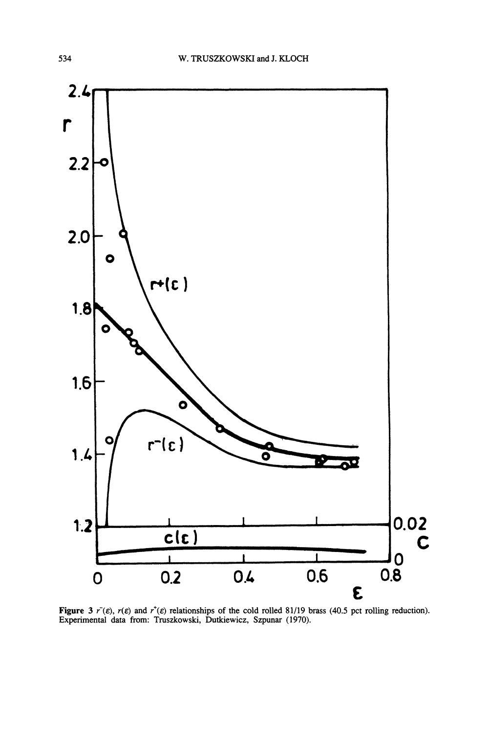**Figure 3** $r^{-}(\varepsilon)$, $r(\varepsilon)$ and $r^{+}(\varepsilon)$ relationships of the cold rolled 81/19 brass (40.5 pct rolling reduction). Experimental data from: Truszkowski, Dutkiewicz, Szpunar (1970).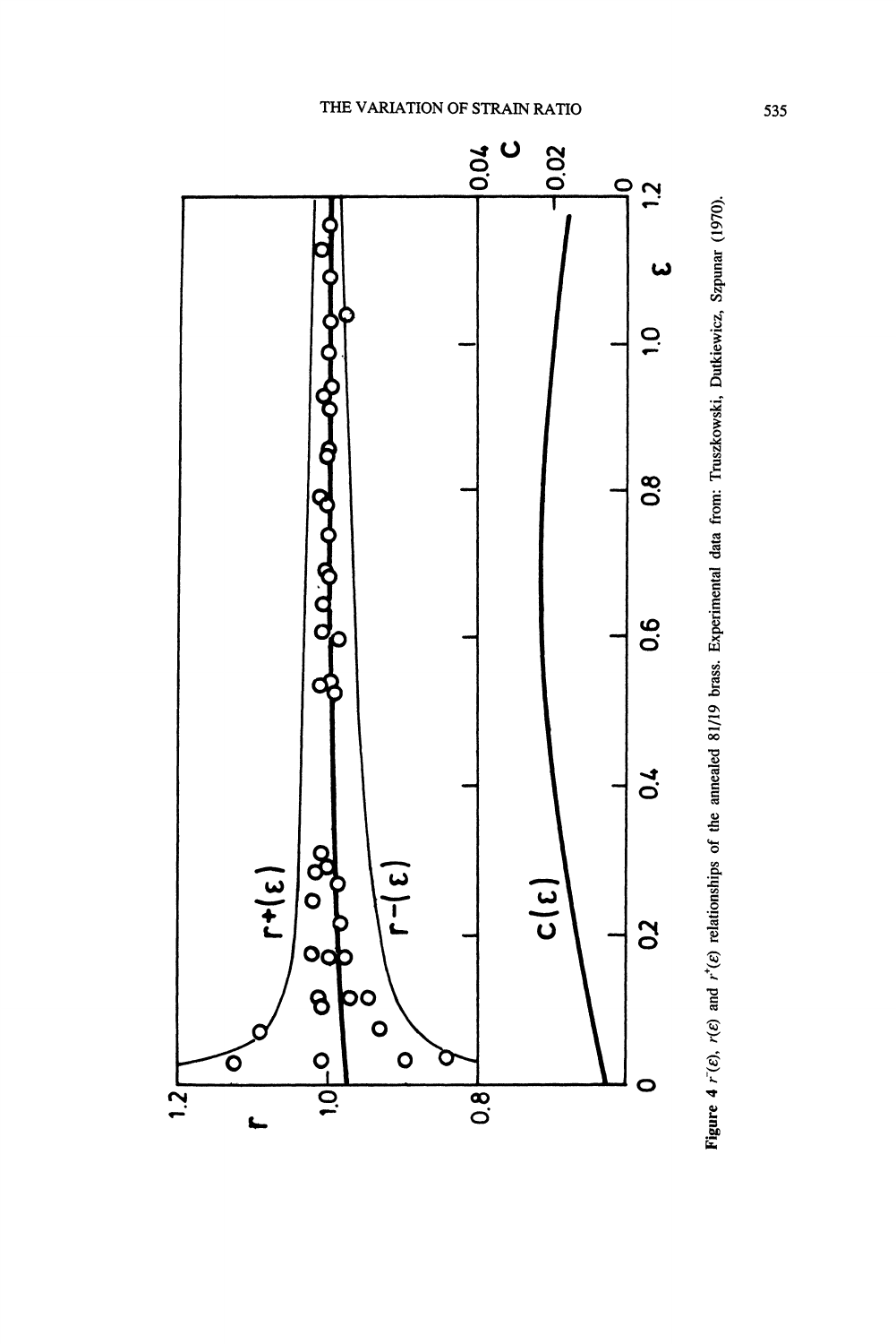**Figure 4** $r^{-}(\varepsilon)$, $r(\varepsilon)$ and $r^{+}(\varepsilon)$ relationships of the annealed 81/19 brass. Experimental data from: Truszkowski, Dutkiewicz, Szpunar (1970).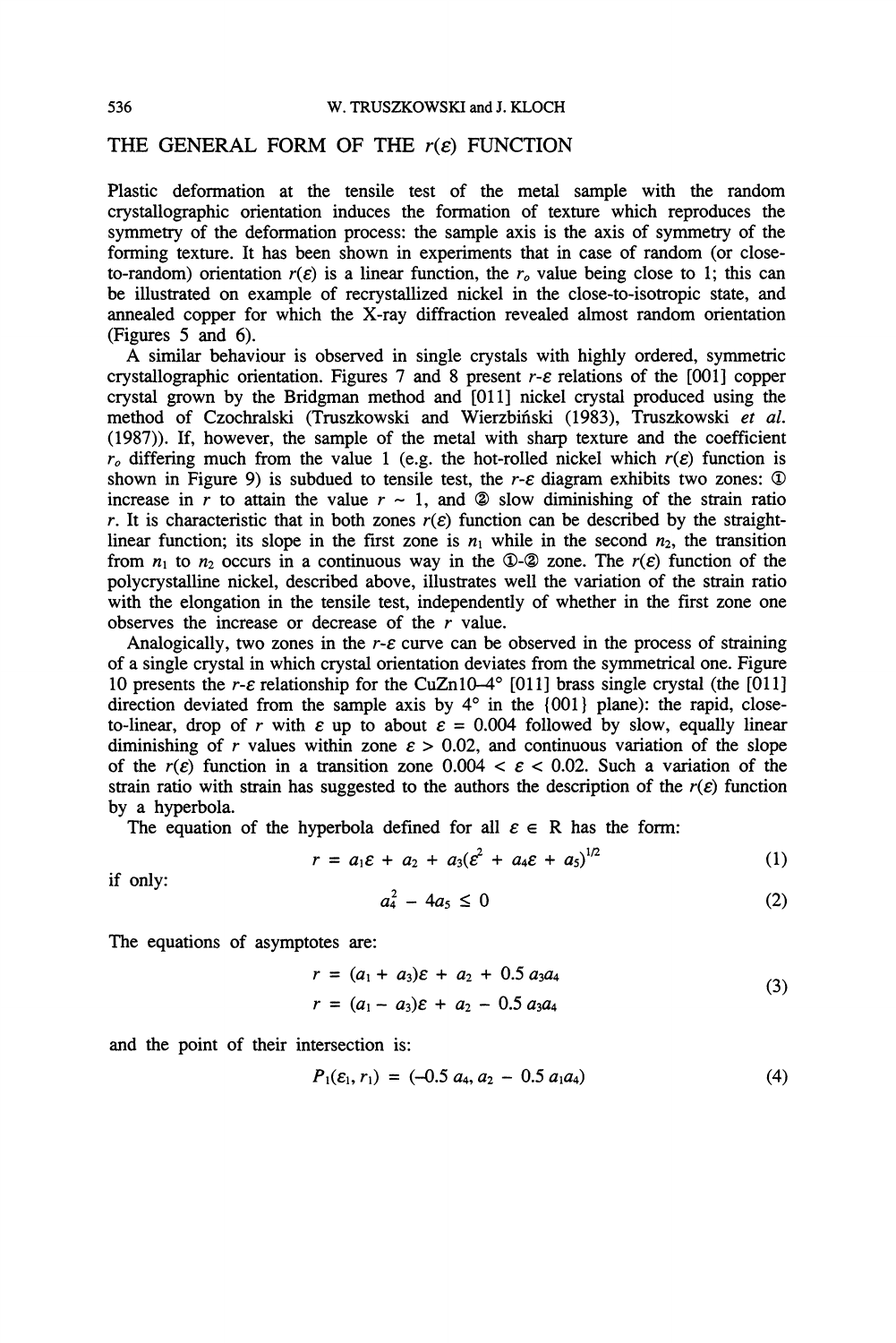## THE GENERAL FORM OF THE $r(\varepsilon)$ FUNCTION

Plastic deformation at the tensile test of the metal sample with the random crystallographic orientation induces the formation of texture which reproduces the symmetry of the deformation process: the sample axis is the axis of symmetry of the forming texture. It has been shown in experiments that in case of random (or close-to-random) orientation $r(\varepsilon)$ is a linear function, the $r_o$ value being close to 1; this can be illustrated on example of recrystallized nickel in the close-to-isotropic state, and annealed copper for which the X-ray diffraction revealed almost random orientation (Figures 5 and 6).

A similar behaviour is observed in single crystals with highly ordered, symmetric crystallographic orientation. Figures 7 and 8 present $r$-$\varepsilon$ relations of the [001] copper crystal grown by the Bridgman method and [011] nickel crystal produced using the method of Czochralski (Truszkowski and Wierzbiński (1983), Truszkowski *et al.* (1987)). If, however, the sample of the metal with sharp texture and the coefficient $r_o$ differing much from the value 1 (e.g. the hot-rolled nickel which $r(\varepsilon)$ function is shown in Figure 9) is subdued to tensile test, the $r$-$\varepsilon$ diagram exhibits two zones: ① increase in $r$ to attain the value $r \sim 1$, and ② slow diminishing of the strain ratio $r$. It is characteristic that in both zones $r(\varepsilon)$ function can be described by the straight-linear function; its slope in the first zone is $n_1$ while in the second $n_2$, the transition from $n_1$ to $n_2$ occurs in a continuous way in the ①-② zone. The $r(\varepsilon)$ function of the polycrystalline nickel, described above, illustrates well the variation of the strain ratio with the elongation in the tensile test, independently of whether in the first zone one observes the increase or decrease of the $r$ value.

Analogically, two zones in the $r$-$\varepsilon$ curve can be observed in the process of straining of a single crystal in which crystal orientation deviates from the symmetrical one. Figure 10 presents the $r$-$\varepsilon$ relationship for the CuZn10–4° [011] brass single crystal (the [011] direction deviated from the sample axis by 4° in the {001} plane): the rapid, close-to-linear, drop of $r$ with $\varepsilon$ up to about $\varepsilon = 0.004$ followed by slow, equally linear diminishing of $r$ values within zone $\varepsilon > 0.02$, and continuous variation of the slope of the $r(\varepsilon)$ function in a transition zone $0.004 < \varepsilon < 0.02$. Such a variation of the strain ratio with strain has suggested to the authors the description of the $r(\varepsilon)$ function by a hyperbola.

The equation of the hyperbola defined for all $\varepsilon \in \mathrm{R}$ has the form:

$$r = a_1\varepsilon + a_2 + a_3(\varepsilon^2 + a_4\varepsilon + a_5)^{1/2} \tag{1}$$

if only:

$$a_4^2 - 4a_5 \leq 0 \tag{2}$$

The equations of asymptotes are:

$$\begin{aligned} r &= (a_1 + a_3)\varepsilon + a_2 + 0.5\, a_3a_4 \\ r &= (a_1 - a_3)\varepsilon + a_2 - 0.5\, a_3a_4 \end{aligned} \tag{3}$$

and the point of their intersection is:

$$P_1(\varepsilon_1, r_1) = (-0.5\, a_4, a_2 - 0.5\, a_1a_4) \tag{4}$$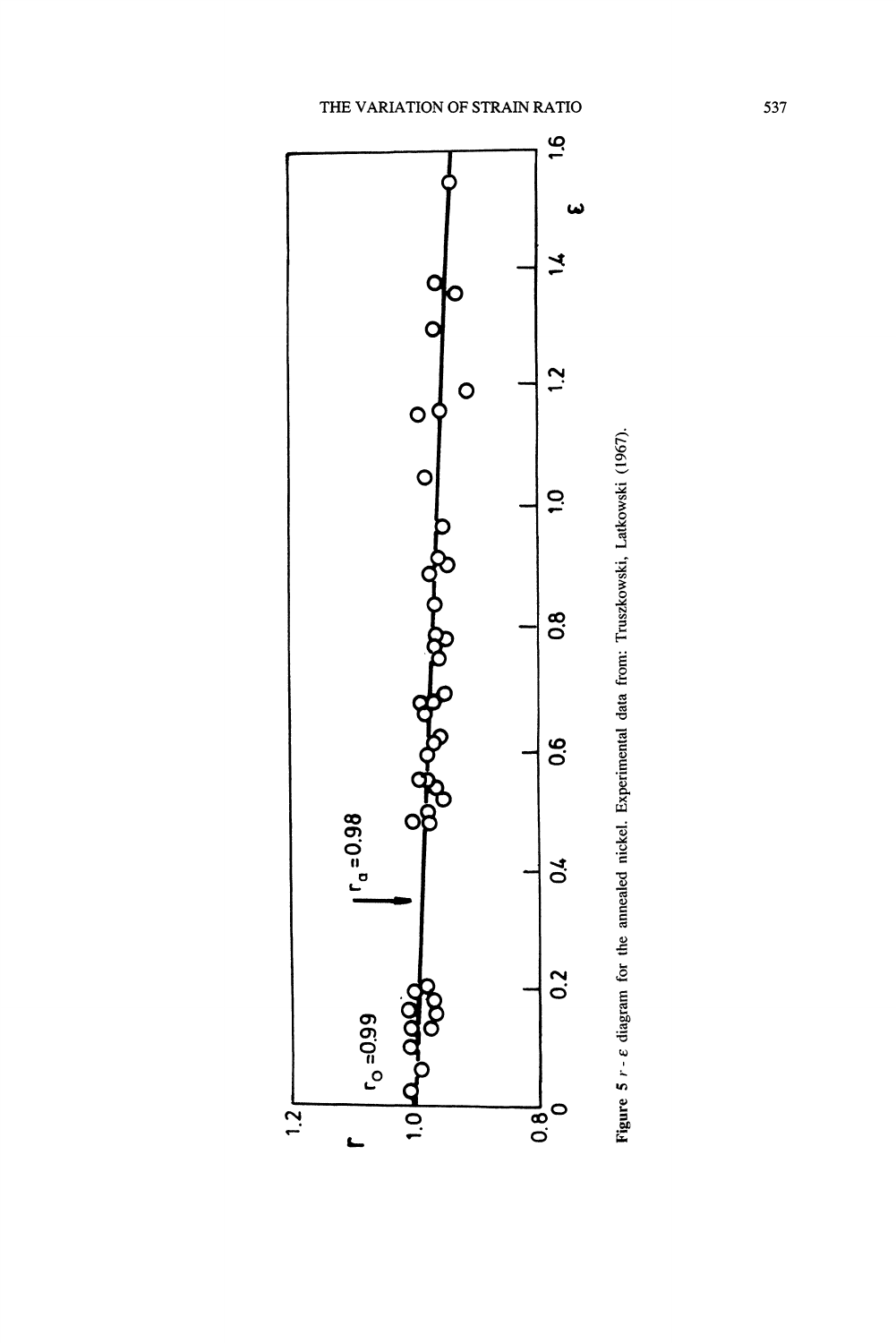Figure 5 $r$ - $\varepsilon$ diagram for the annealed nickel. Experimental data from: Truszkowski, Latkowski (1967).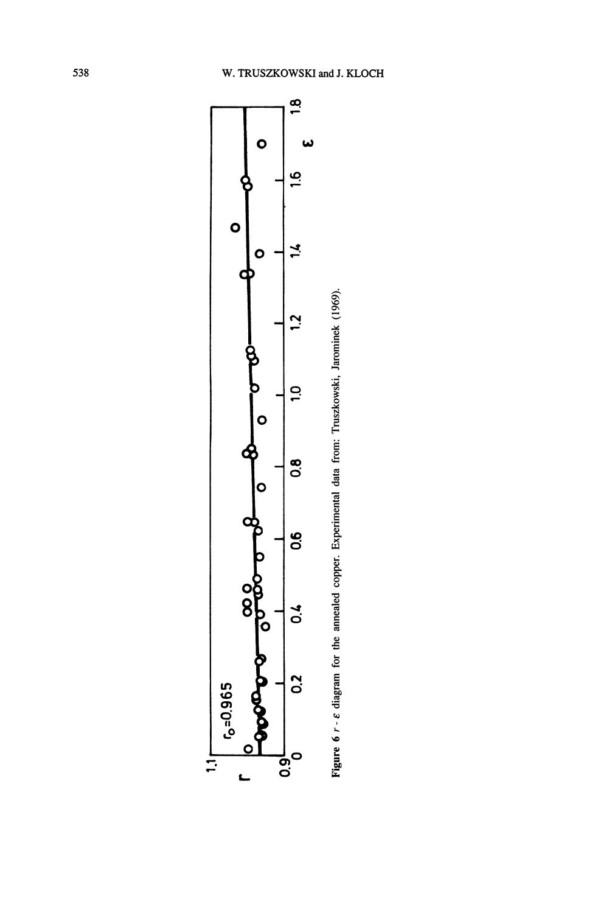**Figure 6** $r$ - $\varepsilon$ diagram for the annealed copper. Experimental data from: Truszkowski, Jarominek (1969).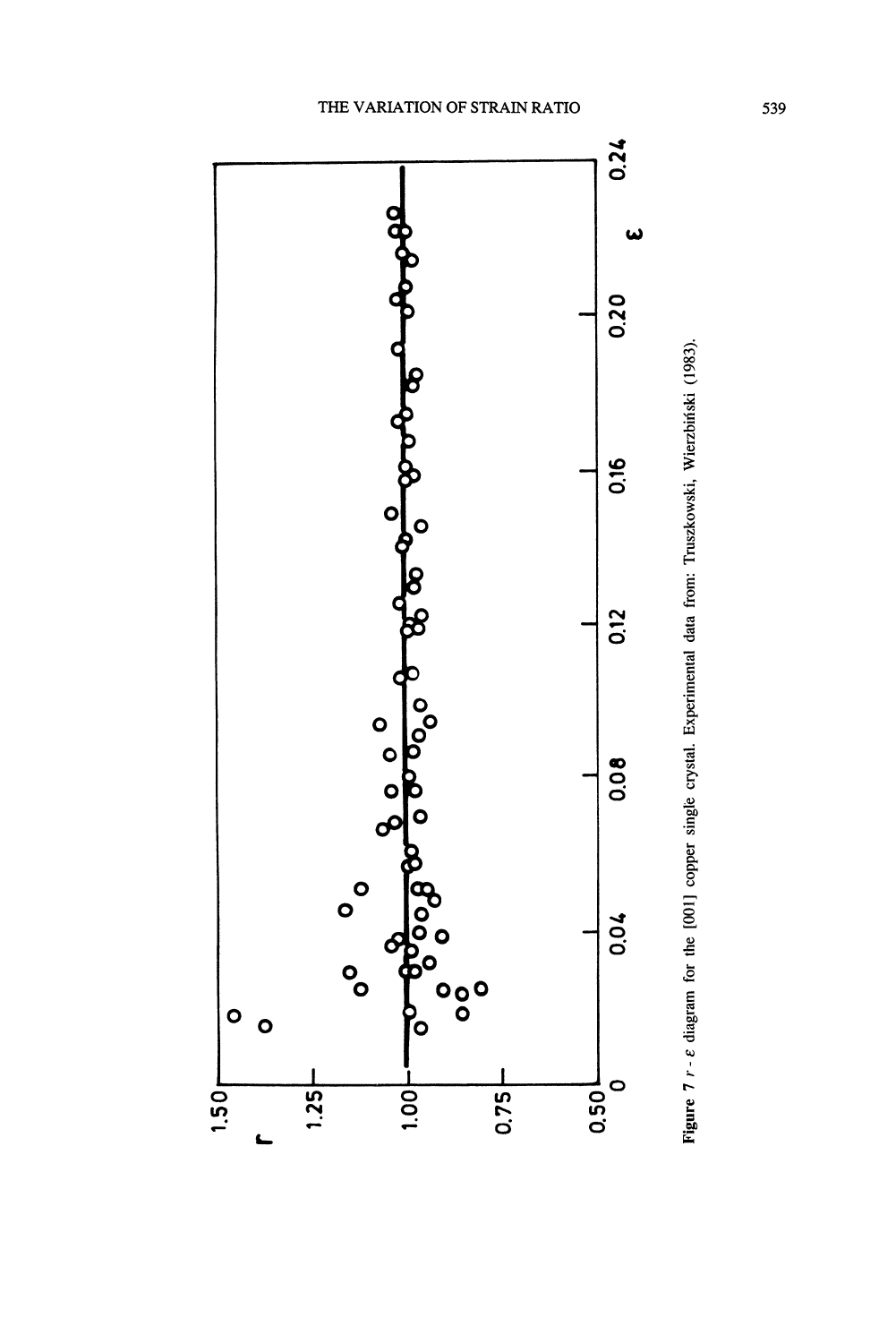**Figure 7** $r$ - $\varepsilon$ diagram for the [001] copper single crystal. Experimental data from: Truszkowski, Wierzbiński (1983).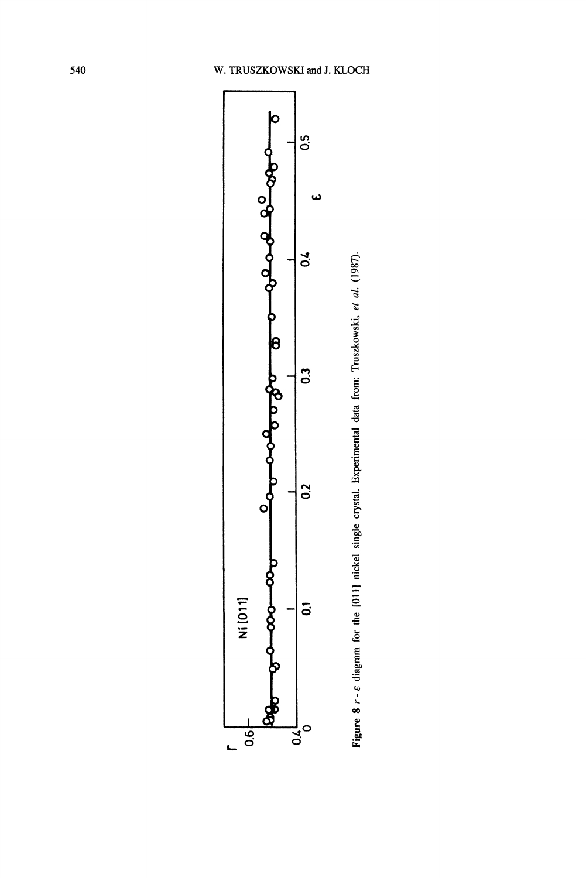**Figure 8** $r$ - $\varepsilon$ diagram for the [011] nickel single crystal. Experimental data from: Truszkowski, *et al.* (1987).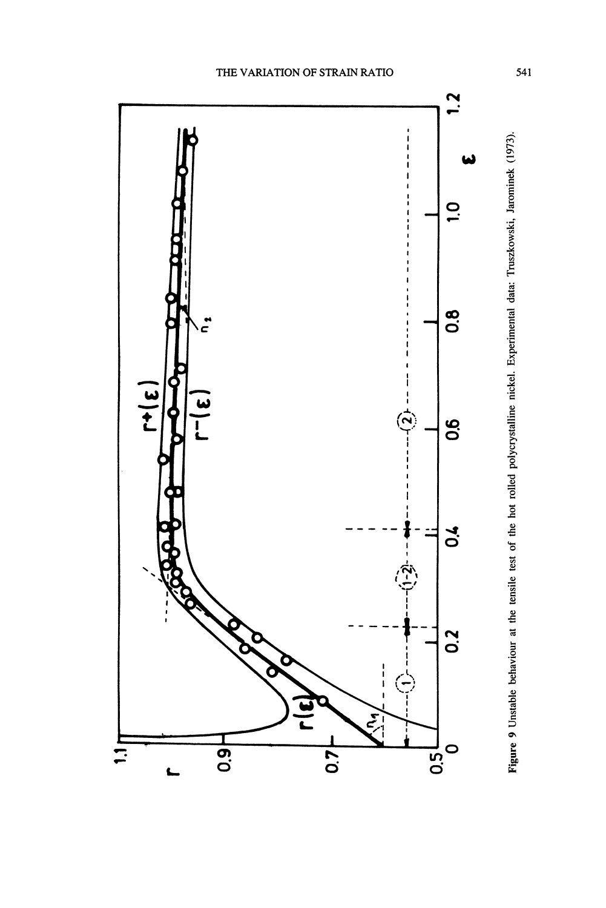**Figure 9** Unstable behaviour at the tensile test of the hot rolled polycrystalline nickel. Experimental data: Truszkowski, Jarominek (1973).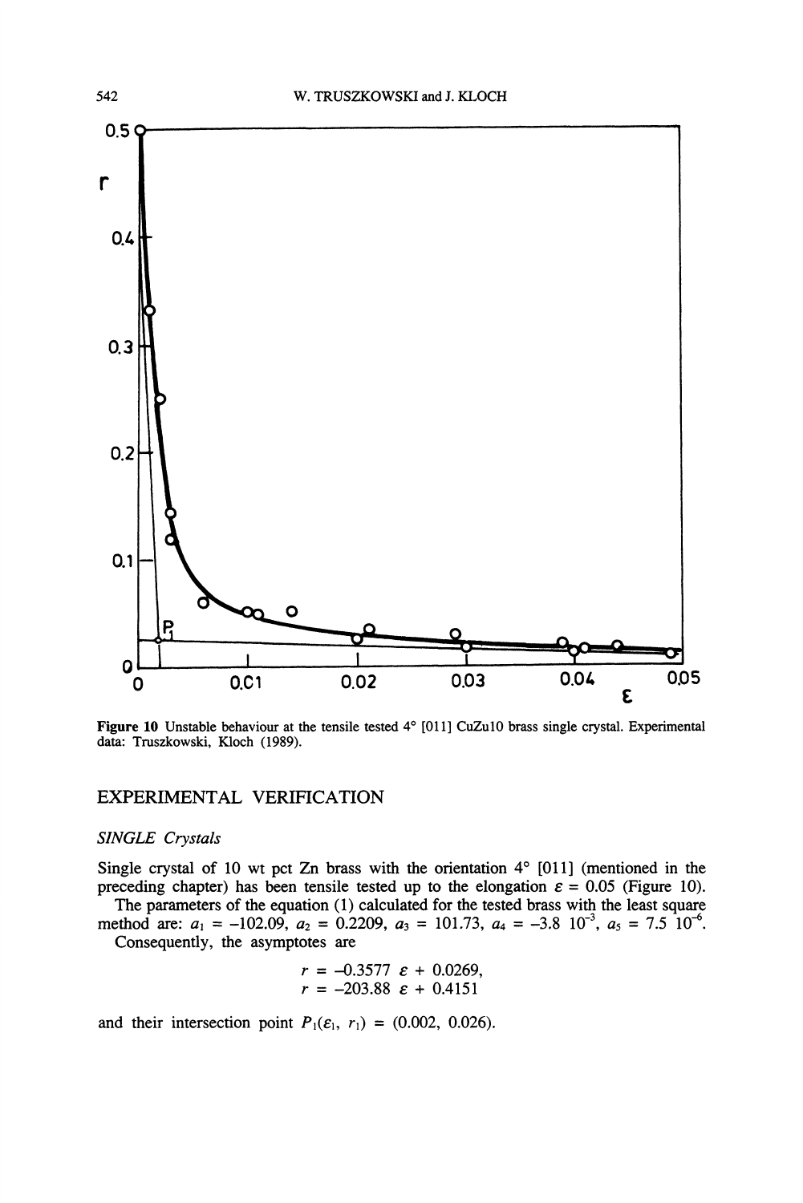Figure 10 Unstable behaviour at the tensile tested 4° [011] CuZn10 brass single crystal. Experimental data: Truszkowski, Kloch (1989).

## EXPERIMENTAL VERIFICATION

### SINGLE Crystals

Single crystal of 10 wt pct Zn brass with the orientation 4° [011] (mentioned in the preceding chapter) has been tensile tested up to the elongation $\varepsilon = 0.05$ (Figure 10).

The parameters of the equation (1) calculated for the tested brass with the least square method are: $a_1 = -102.09$, $a_2 = 0.2209$, $a_3 = 101.73$, $a_4 = -3.8\ 10^{-3}$, $a_5 = 7.5\ 10^{-6}$.

Consequently, the asymptotes are

$$r = -0.3577\ \varepsilon + 0.0269,$$
$$r = -203.88\ \varepsilon + 0.4151$$

and their intersection point $P_1(\varepsilon_1, r_1) = (0.002, 0.026)$.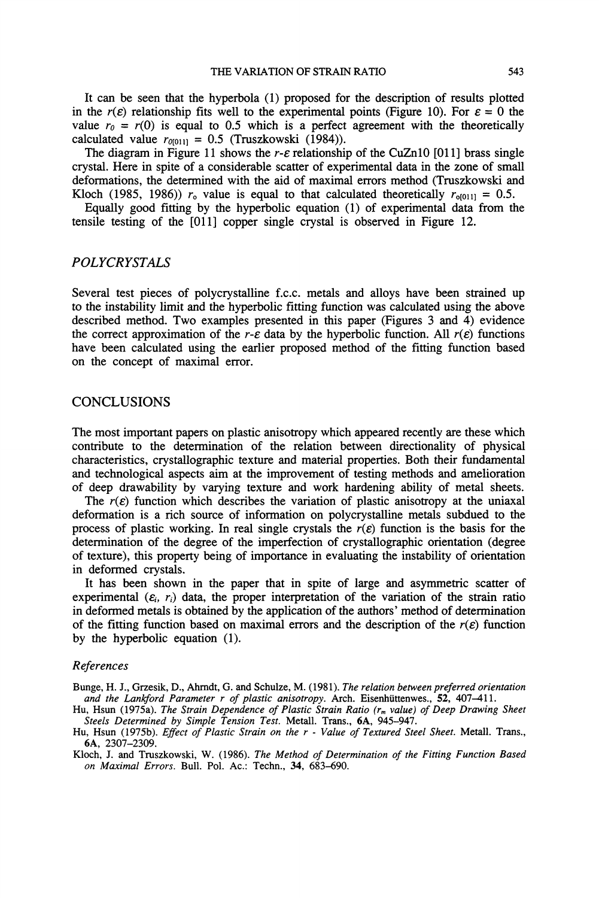It can be seen that the hyperbola (1) proposed for the description of results plotted in the $r(\varepsilon)$ relationship fits well to the experimental points (Figure 10). For $\varepsilon = 0$ the value $r_0 = r(0)$ is equal to 0.5 which is a perfect agreement with the theoretically calculated value $r_{0[011]} = 0.5$ (Truszkowski (1984)).

The diagram in Figure 11 shows the $r$-$\varepsilon$ relationship of the CuZn10 [011] brass single crystal. Here in spite of a considerable scatter of experimental data in the zone of small deformations, the determined with the aid of maximal errors method (Truszkowski and Kloch (1985, 1986)) $r_o$ value is equal to that calculated theoretically $r_{o[011]} = 0.5$.

Equally good fitting by the hyperbolic equation (1) of experimental data from the tensile testing of the [011] copper single crystal is observed in Figure 12.

## *POLYCRYSTALS*

Several test pieces of polycrystalline f.c.c. metals and alloys have been strained up to the instability limit and the hyperbolic fitting function was calculated using the above described method. Two examples presented in this paper (Figures 3 and 4) evidence the correct approximation of the $r$-$\varepsilon$ data by the hyperbolic function. All $r(\varepsilon)$ functions have been calculated using the earlier proposed method of the fitting function based on the concept of maximal error.

## CONCLUSIONS

The most important papers on plastic anisotropy which appeared recently are these which contribute to the determination of the relation between directionality of physical characteristics, crystallographic texture and material properties. Both their fundamental and technological aspects aim at the improvement of testing methods and amelioration of deep drawability by varying texture and work hardening ability of metal sheets.

The $r(\varepsilon)$ function which describes the variation of plastic anisotropy at the uniaxal deformation is a rich source of information on polycrystalline metals subdued to the process of plastic working. In real single crystals the $r(\varepsilon)$ function is the basis for the determination of the degree of the imperfection of crystallographic orientation (degree of texture), this property being of importance in evaluating the instability of orientation in deformed crystals.

It has been shown in the paper that in spite of large and asymmetric scatter of experimental ($\varepsilon_i$, $r_i$) data, the proper interpretation of the variation of the strain ratio in deformed metals is obtained by the application of the authors' method of determination of the fitting function based on maximal errors and the description of the $r(\varepsilon)$ function by the hyperbolic equation (1).

### *References*

Bunge, H. J., Grzesik, D., Ahrndt, G. and Schulze, M. (1981). *The relation between preferred orientation and the Lankford Parameter r of plastic anisotropy.* Arch. Eisenhüttenwes., **52**, 407–411.

Hu, Hsun (1975a). *The Strain Dependence of Plastic Strain Ratio ($r_m$ value) of Deep Drawing Sheet Steels Determined by Simple Tension Test.* Metall. Trans., **6A**, 945–947.

Hu, Hsun (1975b). *Effect of Plastic Strain on the r - Value of Textured Steel Sheet.* Metall. Trans., **6A**, 2307–2309.

Kloch, J. and Truszkowski, W. (1986). *The Method of Determination of the Fitting Function Based on Maximal Errors.* Bull. Pol. Ac.: Techn., **34**, 683–690.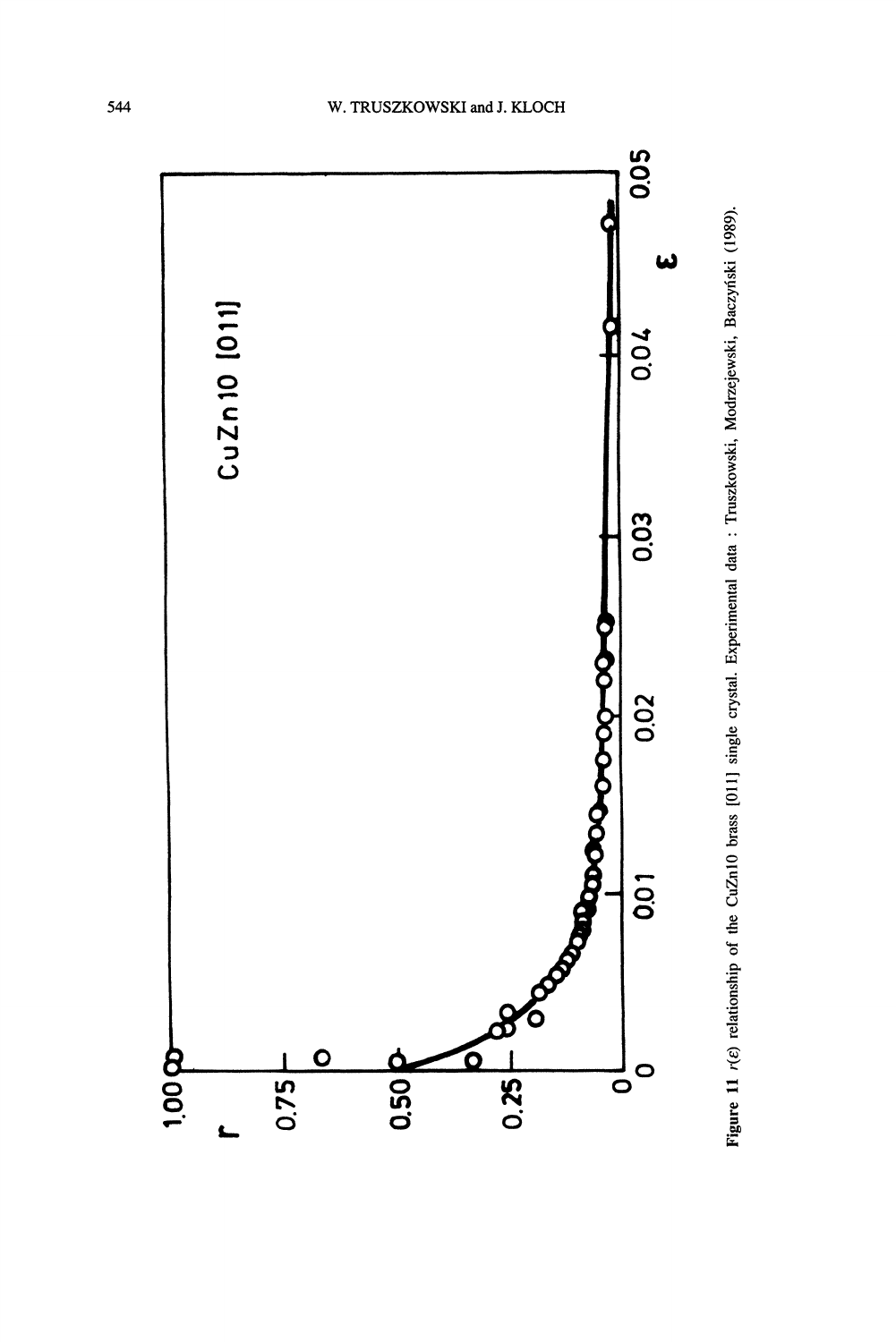**Figure 11** $r(\varepsilon)$ relationship of the CuZn10 brass [011] single crystal. Experimental data : Truszkowski, Modrzejewski, Baczyński (1989).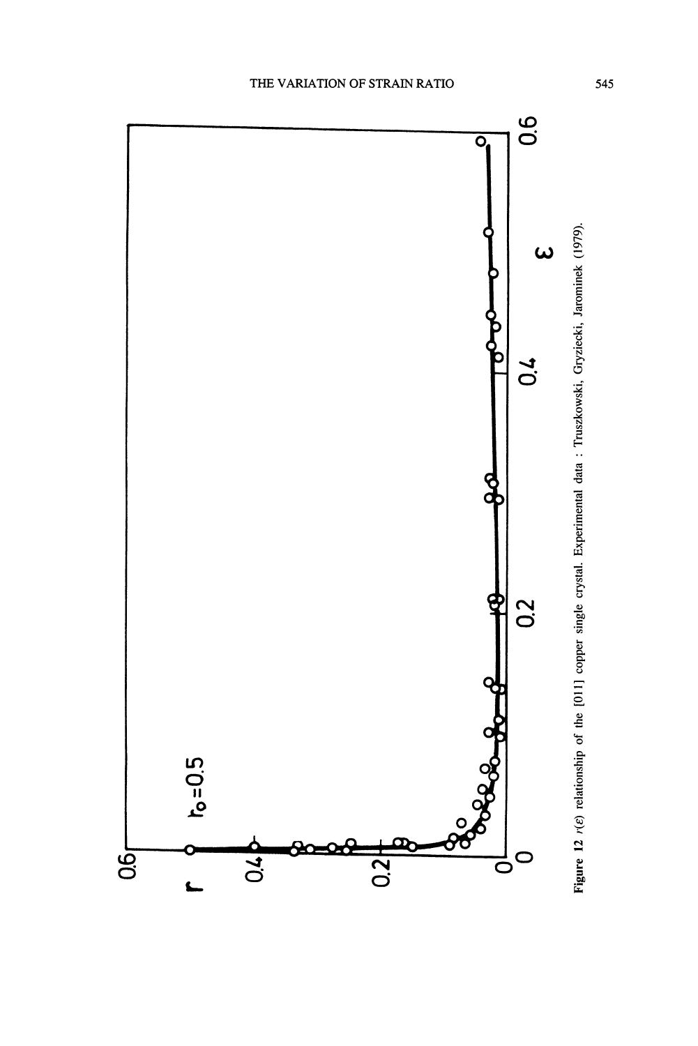**Figure 12** $r(\varepsilon)$ relationship of the [011] copper single crystal. Experimental data : Truszkowski, Gryziecki, Jarominek (1979).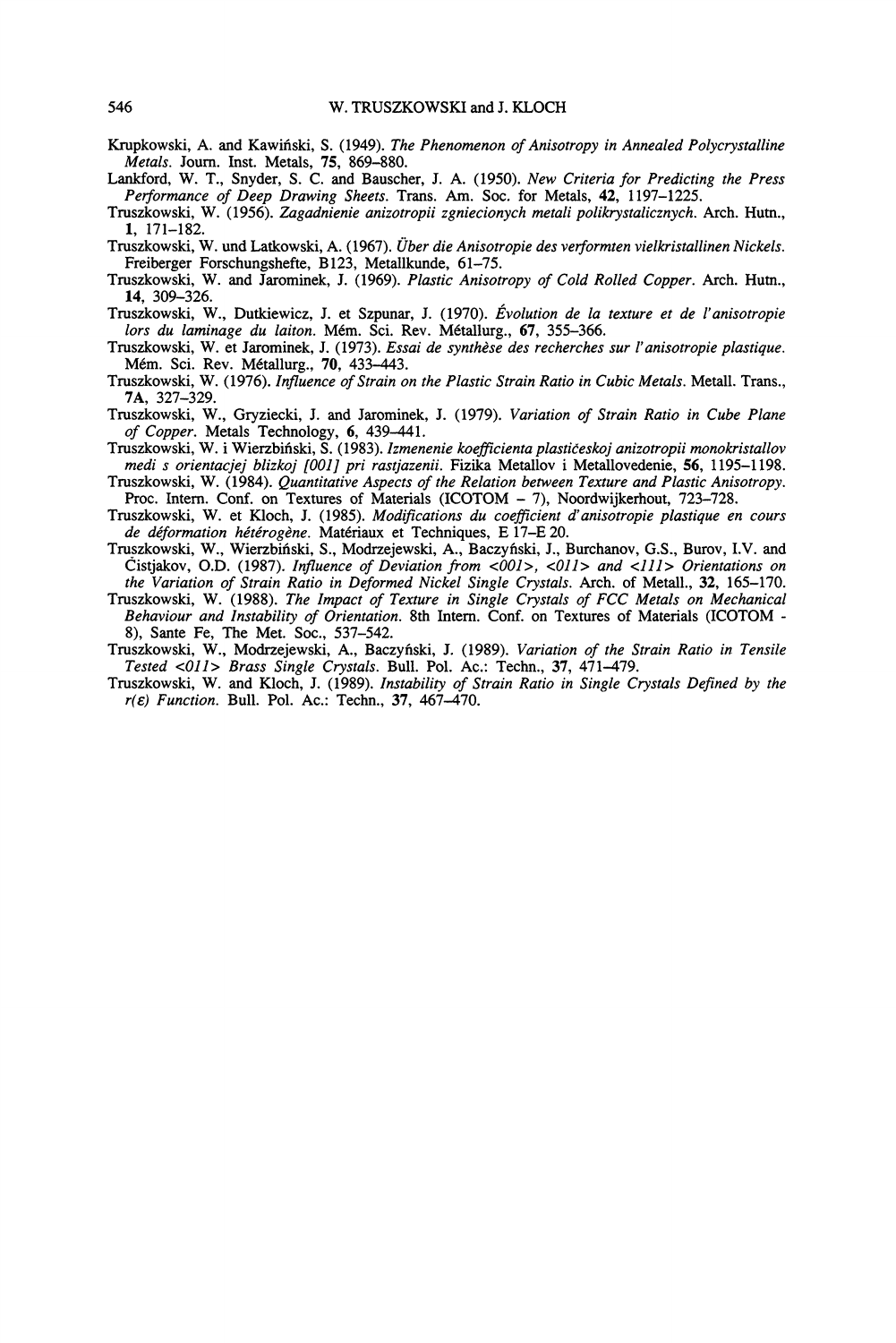Krupkowski, A. and Kawiński, S. (1949). *The Phenomenon of Anisotropy in Annealed Polycrystalline Metals.* Journ. Inst. Metals, **75**, 869–880.

Lankford, W. T., Snyder, S. C. and Bauscher, J. A. (1950). *New Criteria for Predicting the Press Performance of Deep Drawing Sheets.* Trans. Am. Soc. for Metals, **42**, 1197–1225.

Truszkowski, W. (1956). *Zagadnienie anizotropii zgniecionych metali polikrystalicznych.* Arch. Hutn., **1**, 171–182.

Truszkowski, W. und Latkowski, A. (1967). *Über die Anisotropie des verformten vielkristallinen Nickels.* Freiberger Forschungshefte, B123, Metallkunde, 61–75.

Truszkowski, W. and Jarominek, J. (1969). *Plastic Anisotropy of Cold Rolled Copper.* Arch. Hutn., **14**, 309–326.

Truszkowski, W., Dutkiewicz, J. et Szpunar, J. (1970). *Évolution de la texture et de l'anisotropie lors du laminage du laiton.* Mém. Sci. Rev. Métallurg., **67**, 355–366.

Truszkowski, W. et Jarominek, J. (1973). *Essai de synthèse des recherches sur l'anisotropie plastique.* Mém. Sci. Rev. Métallurg., **70**, 433–443.

Truszkowski, W. (1976). *Influence of Strain on the Plastic Strain Ratio in Cubic Metals.* Metall. Trans., **7A**, 327–329.

Truszkowski, W., Gryziecki, J. and Jarominek, J. (1979). *Variation of Strain Ratio in Cube Plane of Copper.* Metals Technology, **6**, 439–441.

Truszkowski, W. i Wierzbiński, S. (1983). *Izmenenie koefficienta plastičeskoj anizotropii monokristallov medi s orientacjej blizkoj [001] pri rastjazenii.* Fizika Metallov i Metallovedenie, **56**, 1195–1198.

Truszkowski, W. (1984). *Quantitative Aspects of the Relation between Texture and Plastic Anisotropy.* Proc. Intern. Conf. on Textures of Materials (ICOTOM – 7), Noordwijkerhout, 723–728.

Truszkowski, W. et Kloch, J. (1985). *Modifications du coefficient d'anisotropie plastique en cours de déformation hétérogène.* Matériaux et Techniques, E 17–E 20.

Truszkowski, W., Wierzbiński, S., Modrzejewski, A., Baczyński, J., Burchanov, G.S., Burov, I.V. and Čistjakov, O.D. (1987). *Influence of Deviation from <001>, <011> and <111> Orientations on the Variation of Strain Ratio in Deformed Nickel Single Crystals.* Arch. of Metall., **32**, 165–170.

Truszkowski, W. (1988). *The Impact of Texture in Single Crystals of FCC Metals on Mechanical Behaviour and Instability of Orientation.* 8th Intern. Conf. on Textures of Materials (ICOTOM - 8), Sante Fe, The Met. Soc., 537–542.

Truszkowski, W., Modrzejewski, A., Baczyński, J. (1989). *Variation of the Strain Ratio in Tensile Tested <011> Brass Single Crystals.* Bull. Pol. Ac.: Techn., **37**, 471–479.

Truszkowski, W. and Kloch, J. (1989). *Instability of Strain Ratio in Single Crystals Defined by the $r(\varepsilon)$ Function.* Bull. Pol. Ac.: Techn., **37**, 467–470.